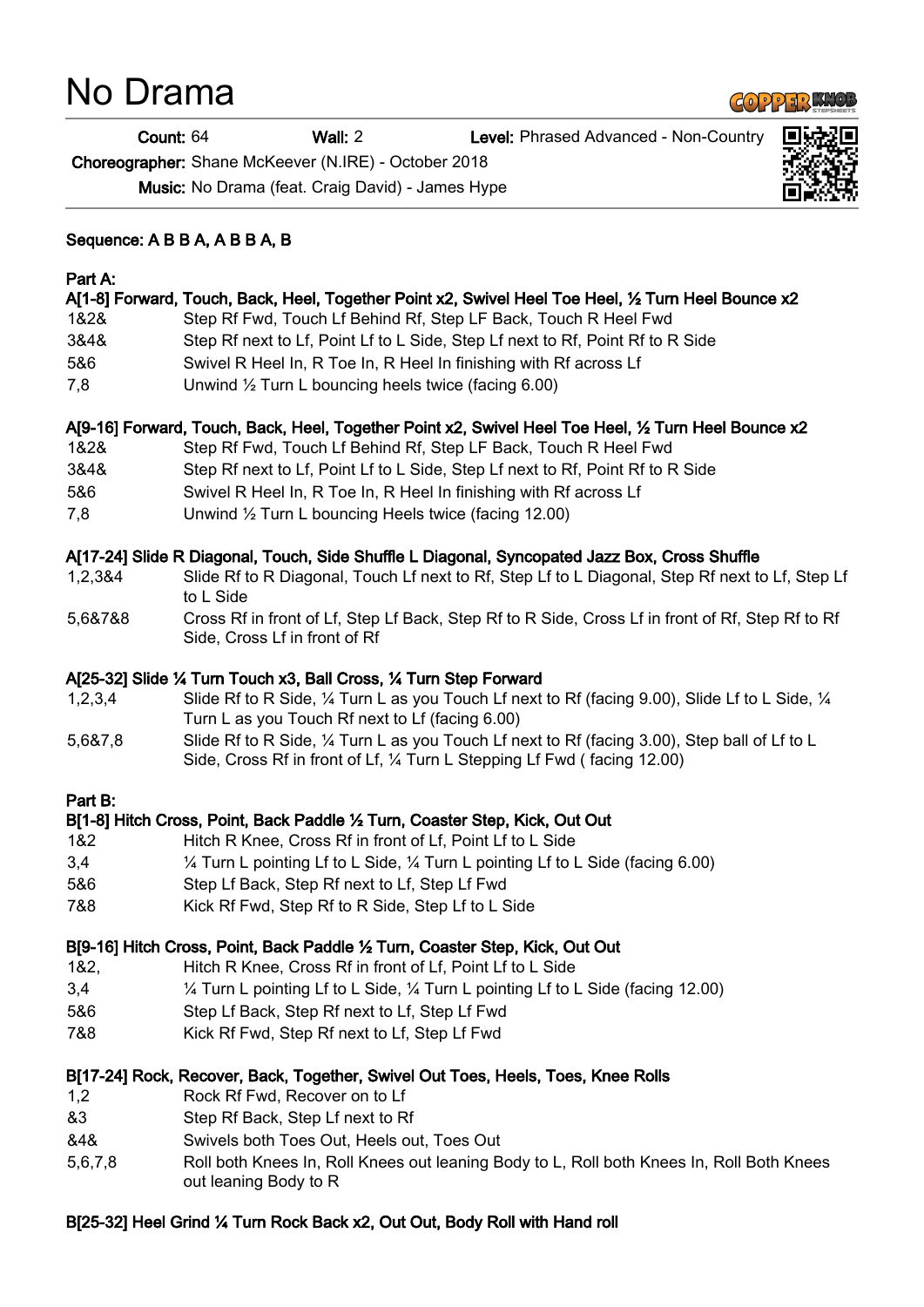# No Drama

**Count:** 64 **Wall:** 2 **Level:** Phrased Advanced - Non-Country

**Choreographer:** Shane McKeever (N.IRE) - October 2018

**Music:** No Drama (feat. Craig David) - James Hype

**Sequence: A B B A, A B B A, B**

**Part A:**

**A[1-8] Forward, Touch, Back, Heel, Together Point x2, Swivel Heel Toe Heel, ½ Turn Heel Bounce x2**

| | |
|---|---|
| 1&2& | Step Rf Fwd, Touch Lf Behind Rf, Step LF Back, Touch R Heel Fwd |
| 3&4& | Step Rf next to Lf, Point Lf to L Side, Step Lf next to Rf, Point Rf to R Side |
| 5&6 | Swivel R Heel In, R Toe In, R Heel In finishing with Rf across Lf |
| 7,8 | Unwind ½ Turn L bouncing heels twice (facing 6.00) |

**A[9-16] Forward, Touch, Back, Heel, Together Point x2, Swivel Heel Toe Heel, ½ Turn Heel Bounce x2**

| | |
|---|---|
| 1&2& | Step Rf Fwd, Touch Lf Behind Rf, Step LF Back, Touch R Heel Fwd |
| 3&4& | Step Rf next to Lf, Point Lf to L Side, Step Lf next to Rf, Point Rf to R Side |
| 5&6 | Swivel R Heel In, R Toe In, R Heel In finishing with Rf across Lf |
| 7,8 | Unwind ½ Turn L bouncing Heels twice (facing 12.00) |

**A[17-24] Slide R Diagonal, Touch, Side Shuffle L Diagonal, Syncopated Jazz Box, Cross Shuffle**

| | |
|---|---|
| 1,2,3&4 | Slide Rf to R Diagonal, Touch Lf next to Rf, Step Lf to L Diagonal, Step Rf next to Lf, Step Lf to L Side |
| 5,6&7&8 | Cross Rf in front of Lf, Step Lf Back, Step Rf to R Side, Cross Lf in front of Rf, Step Rf to Rf Side, Cross Lf in front of Rf |

**A[25-32] Slide ¼ Turn Touch x3, Ball Cross, ¼ Turn Step Forward**

| | |
|---|---|
| 1,2,3,4 | Slide Rf to R Side, ¼ Turn L as you Touch Lf next to Rf (facing 9.00), Slide Lf to L Side, ¼ Turn L as you Touch Rf next to Lf (facing 6.00) |
| 5,6&7,8 | Slide Rf to R Side, ¼ Turn L as you Touch Lf next to Rf (facing 3.00), Step ball of Lf to L Side, Cross Rf in front of Lf, ¼ Turn L Stepping Lf Fwd ( facing 12.00) |

**Part B:**

**B[1-8] Hitch Cross, Point, Back Paddle ½ Turn, Coaster Step, Kick, Out Out**

| | |
|---|---|
| 1&2 | Hitch R Knee, Cross Rf in front of Lf, Point Lf to L Side |
| 3,4 | ¼ Turn L pointing Lf to L Side, ¼ Turn L pointing Lf to L Side (facing 6.00) |
| 5&6 | Step Lf Back, Step Rf next to Lf, Step Lf Fwd |
| 7&8 | Kick Rf Fwd, Step Rf to R Side, Step Lf to L Side |

**B[9-16] Hitch Cross, Point, Back Paddle ½ Turn, Coaster Step, Kick, Out Out**

| | |
|---|---|
| 1&2, | Hitch R Knee, Cross Rf in front of Lf, Point Lf to L Side |
| 3,4 | ¼ Turn L pointing Lf to L Side, ¼ Turn L pointing Lf to L Side (facing 12.00) |
| 5&6 | Step Lf Back, Step Rf next to Lf, Step Lf Fwd |
| 7&8 | Kick Rf Fwd, Step Rf next to Lf, Step Lf Fwd |

**B[17-24] Rock, Recover, Back, Together, Swivel Out Toes, Heels, Toes, Knee Rolls**

| | |
|---|---|
| 1,2 | Rock Rf Fwd, Recover on to Lf |
| &3 | Step Rf Back, Step Lf next to Rf |
| &4& | Swivels both Toes Out, Heels out, Toes Out |
| 5,6,7,8 | Roll both Knees In, Roll Knees out leaning Body to L, Roll both Knees In, Roll Both Knees out leaning Body to R |

**B[25-32] Heel Grind ¼ Turn Rock Back x2, Out Out, Body Roll with Hand roll**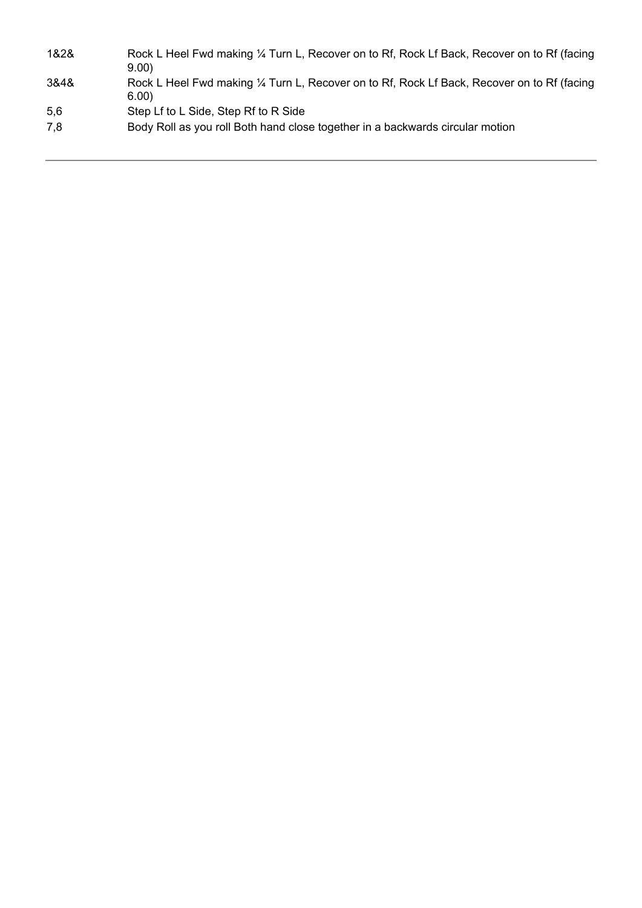| | |
|---|---|
| 1&2& | Rock L Heel Fwd making ¼ Turn L, Recover on to Rf, Rock Lf Back, Recover on to Rf (facing 9.00) |
| 3&4& | Rock L Heel Fwd making ¼ Turn L, Recover on to Rf, Rock Lf Back, Recover on to Rf (facing 6.00) |
| 5,6 | Step Lf to L Side, Step Rf to R Side |
| 7,8 | Body Roll as you roll Both hand close together in a backwards circular motion |

---